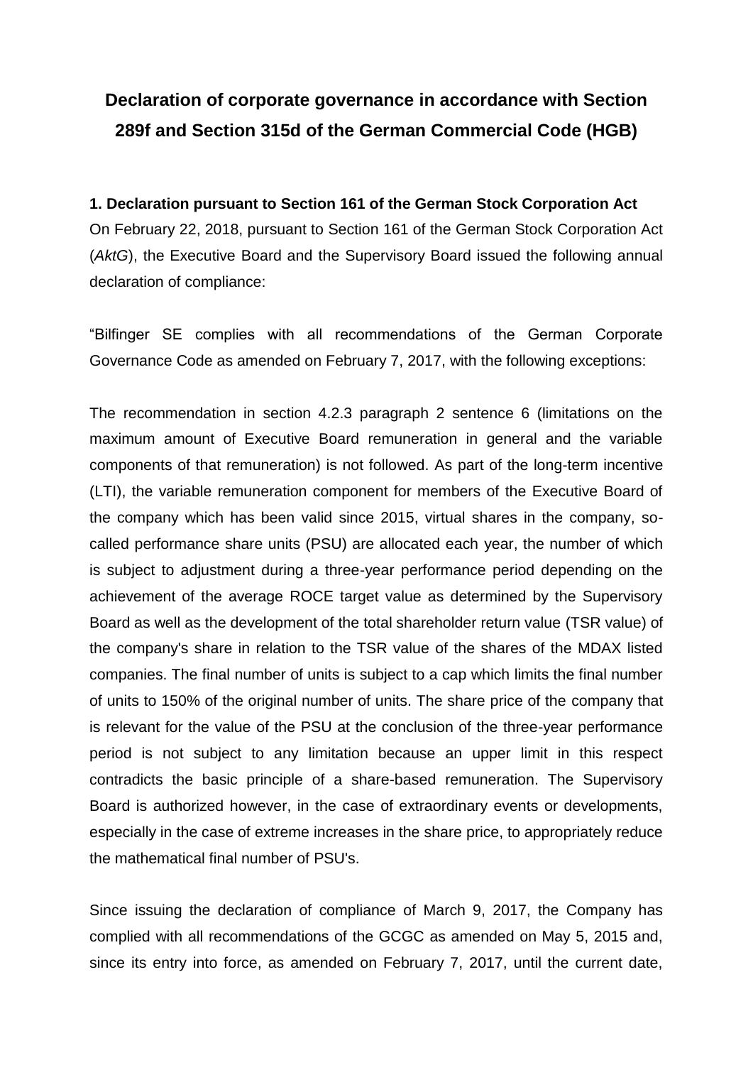# Declaration of corporate governance in accordance with Section 289f and Section 315d of the German Commercial Code (HGB)

**1. Declaration pursuant to Section 161 of the German Stock Corporation Act**

On February 22, 2018, pursuant to Section 161 of the German Stock Corporation Act (*AktG*), the Executive Board and the Supervisory Board issued the following annual declaration of compliance:

"Bilfinger SE complies with all recommendations of the German Corporate Governance Code as amended on February 7, 2017, with the following exceptions:

The recommendation in section 4.2.3 paragraph 2 sentence 6 (limitations on the maximum amount of Executive Board remuneration in general and the variable components of that remuneration) is not followed. As part of the long-term incentive (LTI), the variable remuneration component for members of the Executive Board of the company which has been valid since 2015, virtual shares in the company, so-called performance share units (PSU) are allocated each year, the number of which is subject to adjustment during a three-year performance period depending on the achievement of the average ROCE target value as determined by the Supervisory Board as well as the development of the total shareholder return value (TSR value) of the company's share in relation to the TSR value of the shares of the MDAX listed companies. The final number of units is subject to a cap which limits the final number of units to 150% of the original number of units. The share price of the company that is relevant for the value of the PSU at the conclusion of the three-year performance period is not subject to any limitation because an upper limit in this respect contradicts the basic principle of a share-based remuneration. The Supervisory Board is authorized however, in the case of extraordinary events or developments, especially in the case of extreme increases in the share price, to appropriately reduce the mathematical final number of PSU's.

Since issuing the declaration of compliance of March 9, 2017, the Company has complied with all recommendations of the GCGC as amended on May 5, 2015 and, since its entry into force, as amended on February 7, 2017, until the current date,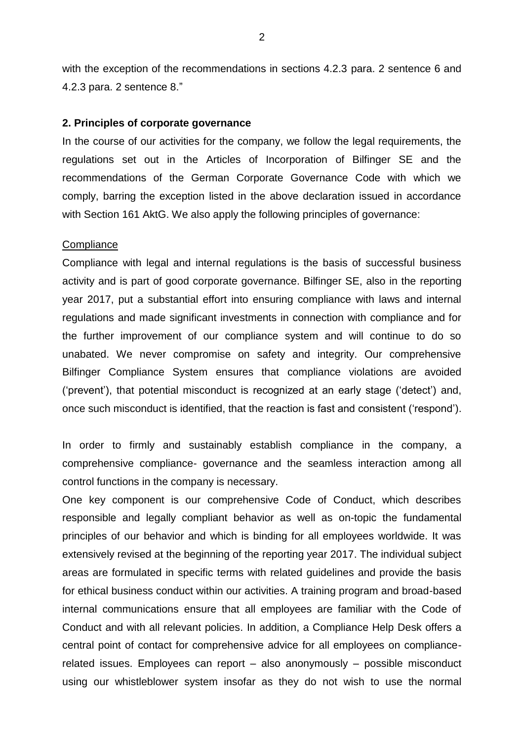with the exception of the recommendations in sections 4.2.3 para. 2 sentence 6 and 4.2.3 para. 2 sentence 8."

**2. Principles of corporate governance**

In the course of our activities for the company, we follow the legal requirements, the regulations set out in the Articles of Incorporation of Bilfinger SE and the recommendations of the German Corporate Governance Code with which we comply, barring the exception listed in the above declaration issued in accordance with Section 161 AktG. We also apply the following principles of governance:

Compliance

Compliance with legal and internal regulations is the basis of successful business activity and is part of good corporate governance. Bilfinger SE, also in the reporting year 2017, put a substantial effort into ensuring compliance with laws and internal regulations and made significant investments in connection with compliance and for the further improvement of our compliance system and will continue to do so unabated. We never compromise on safety and integrity. Our comprehensive Bilfinger Compliance System ensures that compliance violations are avoided ('prevent'), that potential misconduct is recognized at an early stage ('detect') and, once such misconduct is identified, that the reaction is fast and consistent ('respond').

In order to firmly and sustainably establish compliance in the company, a comprehensive compliance- governance and the seamless interaction among all control functions in the company is necessary.

One key component is our comprehensive Code of Conduct, which describes responsible and legally compliant behavior as well as on-topic the fundamental principles of our behavior and which is binding for all employees worldwide. It was extensively revised at the beginning of the reporting year 2017. The individual subject areas are formulated in specific terms with related guidelines and provide the basis for ethical business conduct within our activities. A training program and broad-based internal communications ensure that all employees are familiar with the Code of Conduct and with all relevant policies. In addition, a Compliance Help Desk offers a central point of contact for comprehensive advice for all employees on compliance-related issues. Employees can report – also anonymously – possible misconduct using our whistleblower system insofar as they do not wish to use the normal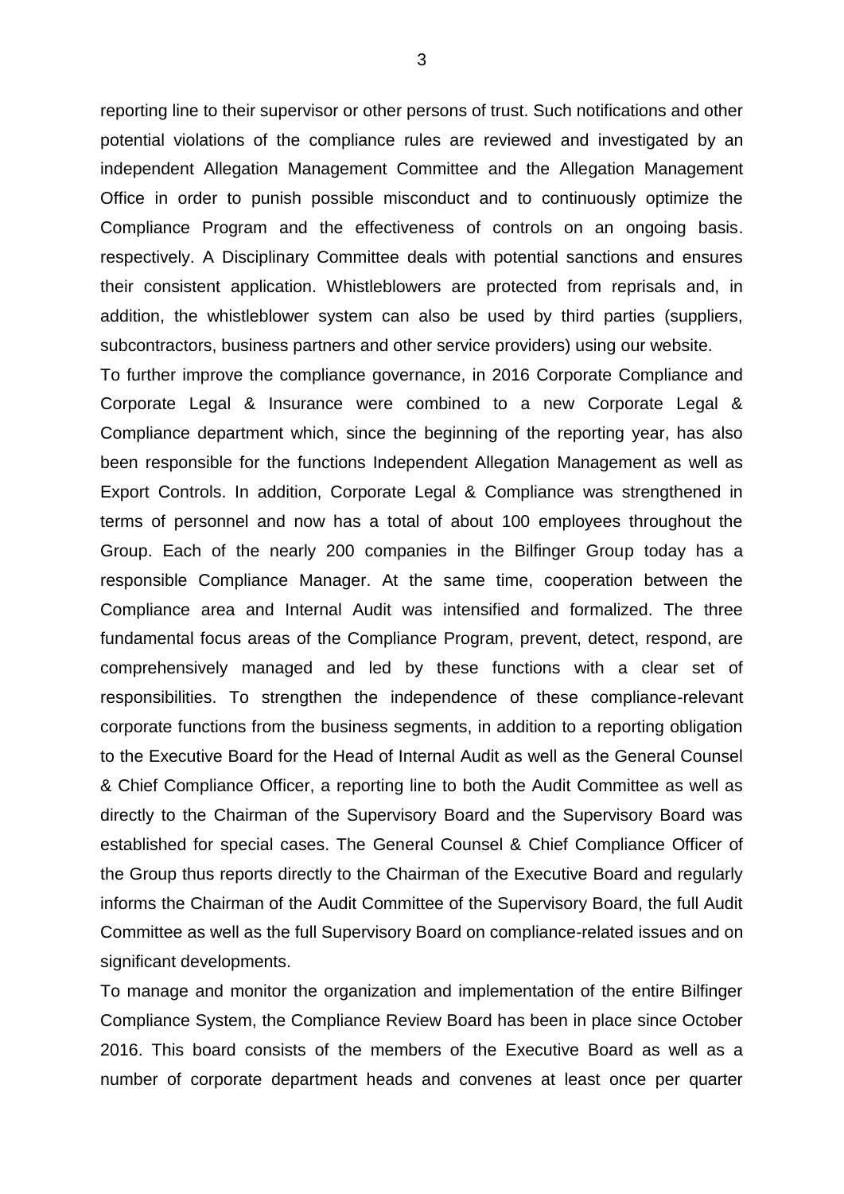reporting line to their supervisor or other persons of trust. Such notifications and other potential violations of the compliance rules are reviewed and investigated by an independent Allegation Management Committee and the Allegation Management Office in order to punish possible misconduct and to continuously optimize the Compliance Program and the effectiveness of controls on an ongoing basis. respectively. A Disciplinary Committee deals with potential sanctions and ensures their consistent application. Whistleblowers are protected from reprisals and, in addition, the whistleblower system can also be used by third parties (suppliers, subcontractors, business partners and other service providers) using our website.

To further improve the compliance governance, in 2016 Corporate Compliance and Corporate Legal & Insurance were combined to a new Corporate Legal & Compliance department which, since the beginning of the reporting year, has also been responsible for the functions Independent Allegation Management as well as Export Controls. In addition, Corporate Legal & Compliance was strengthened in terms of personnel and now has a total of about 100 employees throughout the Group. Each of the nearly 200 companies in the Bilfinger Group today has a responsible Compliance Manager. At the same time, cooperation between the Compliance area and Internal Audit was intensified and formalized. The three fundamental focus areas of the Compliance Program, prevent, detect, respond, are comprehensively managed and led by these functions with a clear set of responsibilities. To strengthen the independence of these compliance-relevant corporate functions from the business segments, in addition to a reporting obligation to the Executive Board for the Head of Internal Audit as well as the General Counsel & Chief Compliance Officer, a reporting line to both the Audit Committee as well as directly to the Chairman of the Supervisory Board and the Supervisory Board was established for special cases. The General Counsel & Chief Compliance Officer of the Group thus reports directly to the Chairman of the Executive Board and regularly informs the Chairman of the Audit Committee of the Supervisory Board, the full Audit Committee as well as the full Supervisory Board on compliance-related issues and on significant developments.

To manage and monitor the organization and implementation of the entire Bilfinger Compliance System, the Compliance Review Board has been in place since October 2016. This board consists of the members of the Executive Board as well as a number of corporate department heads and convenes at least once per quarter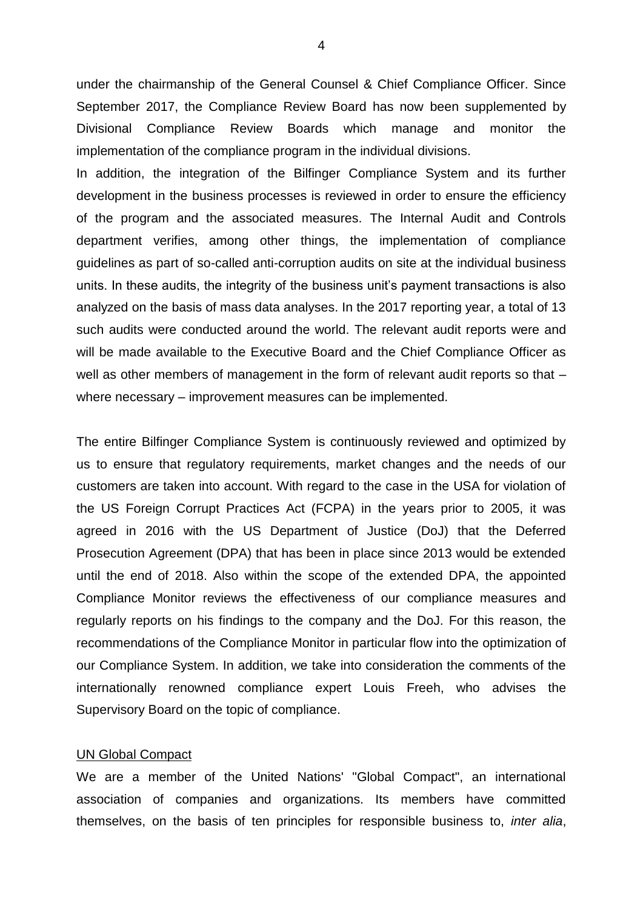under the chairmanship of the General Counsel & Chief Compliance Officer. Since September 2017, the Compliance Review Board has now been supplemented by Divisional Compliance Review Boards which manage and monitor the implementation of the compliance program in the individual divisions.

In addition, the integration of the Bilfinger Compliance System and its further development in the business processes is reviewed in order to ensure the efficiency of the program and the associated measures. The Internal Audit and Controls department verifies, among other things, the implementation of compliance guidelines as part of so-called anti-corruption audits on site at the individual business units. In these audits, the integrity of the business unit's payment transactions is also analyzed on the basis of mass data analyses. In the 2017 reporting year, a total of 13 such audits were conducted around the world. The relevant audit reports were and will be made available to the Executive Board and the Chief Compliance Officer as well as other members of management in the form of relevant audit reports so that – where necessary – improvement measures can be implemented.

The entire Bilfinger Compliance System is continuously reviewed and optimized by us to ensure that regulatory requirements, market changes and the needs of our customers are taken into account. With regard to the case in the USA for violation of the US Foreign Corrupt Practices Act (FCPA) in the years prior to 2005, it was agreed in 2016 with the US Department of Justice (DoJ) that the Deferred Prosecution Agreement (DPA) that has been in place since 2013 would be extended until the end of 2018. Also within the scope of the extended DPA, the appointed Compliance Monitor reviews the effectiveness of our compliance measures and regularly reports on his findings to the company and the DoJ. For this reason, the recommendations of the Compliance Monitor in particular flow into the optimization of our Compliance System. In addition, we take into consideration the comments of the internationally renowned compliance expert Louis Freeh, who advises the Supervisory Board on the topic of compliance.

<u>UN Global Compact</u>

We are a member of the United Nations' "Global Compact", an international association of companies and organizations. Its members have committed themselves, on the basis of ten principles for responsible business to, *inter alia*,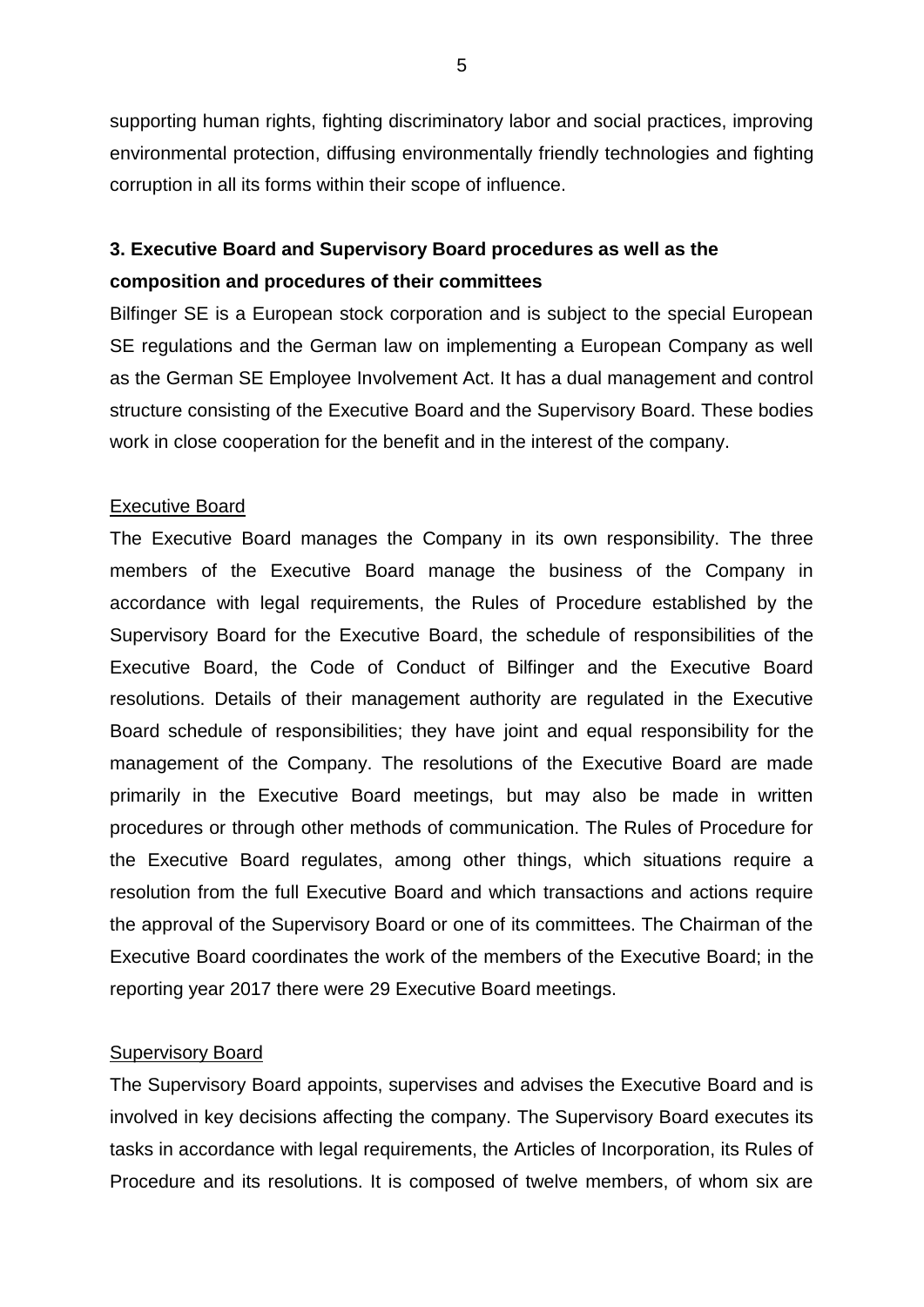supporting human rights, fighting discriminatory labor and social practices, improving environmental protection, diffusing environmentally friendly technologies and fighting corruption in all its forms within their scope of influence.

## 3. Executive Board and Supervisory Board procedures as well as the composition and procedures of their committees

Bilfinger SE is a European stock corporation and is subject to the special European SE regulations and the German law on implementing a European Company as well as the German SE Employee Involvement Act. It has a dual management and control structure consisting of the Executive Board and the Supervisory Board. These bodies work in close cooperation for the benefit and in the interest of the company.

### Executive Board

The Executive Board manages the Company in its own responsibility. The three members of the Executive Board manage the business of the Company in accordance with legal requirements, the Rules of Procedure established by the Supervisory Board for the Executive Board, the schedule of responsibilities of the Executive Board, the Code of Conduct of Bilfinger and the Executive Board resolutions. Details of their management authority are regulated in the Executive Board schedule of responsibilities; they have joint and equal responsibility for the management of the Company. The resolutions of the Executive Board are made primarily in the Executive Board meetings, but may also be made in written procedures or through other methods of communication. The Rules of Procedure for the Executive Board regulates, among other things, which situations require a resolution from the full Executive Board and which transactions and actions require the approval of the Supervisory Board or one of its committees. The Chairman of the Executive Board coordinates the work of the members of the Executive Board; in the reporting year 2017 there were 29 Executive Board meetings.

### Supervisory Board

The Supervisory Board appoints, supervises and advises the Executive Board and is involved in key decisions affecting the company. The Supervisory Board executes its tasks in accordance with legal requirements, the Articles of Incorporation, its Rules of Procedure and its resolutions. It is composed of twelve members, of whom six are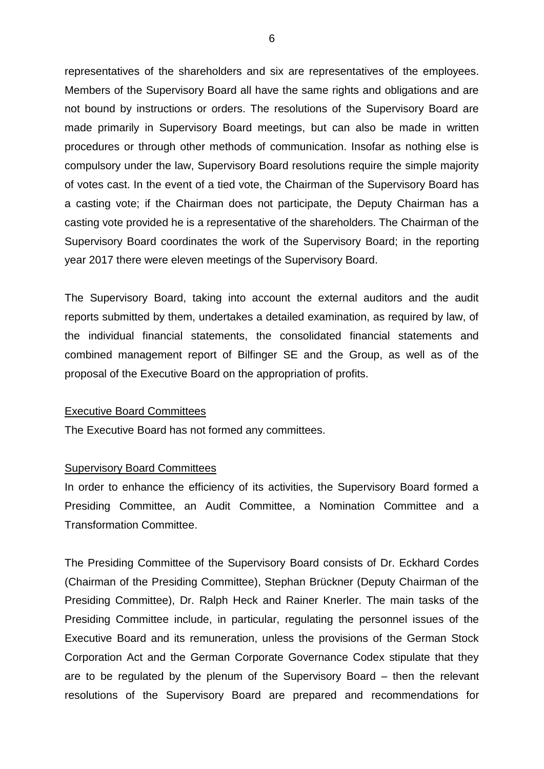representatives of the shareholders and six are representatives of the employees. Members of the Supervisory Board all have the same rights and obligations and are not bound by instructions or orders. The resolutions of the Supervisory Board are made primarily in Supervisory Board meetings, but can also be made in written procedures or through other methods of communication. Insofar as nothing else is compulsory under the law, Supervisory Board resolutions require the simple majority of votes cast. In the event of a tied vote, the Chairman of the Supervisory Board has a casting vote; if the Chairman does not participate, the Deputy Chairman has a casting vote provided he is a representative of the shareholders. The Chairman of the Supervisory Board coordinates the work of the Supervisory Board; in the reporting year 2017 there were eleven meetings of the Supervisory Board.

The Supervisory Board, taking into account the external auditors and the audit reports submitted by them, undertakes a detailed examination, as required by law, of the individual financial statements, the consolidated financial statements and combined management report of Bilfinger SE and the Group, as well as of the proposal of the Executive Board on the appropriation of profits.

<u>Executive Board Committees</u>

The Executive Board has not formed any committees.

<u>Supervisory Board Committees</u>

In order to enhance the efficiency of its activities, the Supervisory Board formed a Presiding Committee, an Audit Committee, a Nomination Committee and a Transformation Committee.

The Presiding Committee of the Supervisory Board consists of Dr. Eckhard Cordes (Chairman of the Presiding Committee), Stephan Brückner (Deputy Chairman of the Presiding Committee), Dr. Ralph Heck and Rainer Knerler. The main tasks of the Presiding Committee include, in particular, regulating the personnel issues of the Executive Board and its remuneration, unless the provisions of the German Stock Corporation Act and the German Corporate Governance Codex stipulate that they are to be regulated by the plenum of the Supervisory Board – then the relevant resolutions of the Supervisory Board are prepared and recommendations for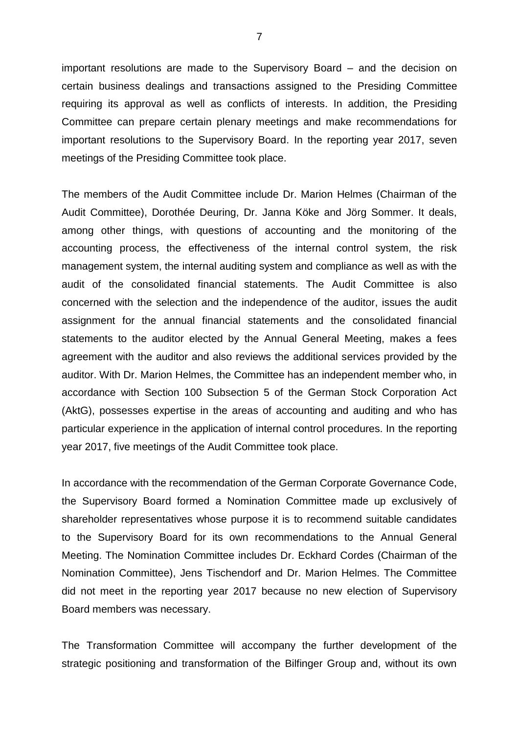important resolutions are made to the Supervisory Board – and the decision on certain business dealings and transactions assigned to the Presiding Committee requiring its approval as well as conflicts of interests. In addition, the Presiding Committee can prepare certain plenary meetings and make recommendations for important resolutions to the Supervisory Board. In the reporting year 2017, seven meetings of the Presiding Committee took place.

The members of the Audit Committee include Dr. Marion Helmes (Chairman of the Audit Committee), Dorothée Deuring, Dr. Janna Köke and Jörg Sommer. It deals, among other things, with questions of accounting and the monitoring of the accounting process, the effectiveness of the internal control system, the risk management system, the internal auditing system and compliance as well as with the audit of the consolidated financial statements. The Audit Committee is also concerned with the selection and the independence of the auditor, issues the audit assignment for the annual financial statements and the consolidated financial statements to the auditor elected by the Annual General Meeting, makes a fees agreement with the auditor and also reviews the additional services provided by the auditor. With Dr. Marion Helmes, the Committee has an independent member who, in accordance with Section 100 Subsection 5 of the German Stock Corporation Act (AktG), possesses expertise in the areas of accounting and auditing and who has particular experience in the application of internal control procedures. In the reporting year 2017, five meetings of the Audit Committee took place.

In accordance with the recommendation of the German Corporate Governance Code, the Supervisory Board formed a Nomination Committee made up exclusively of shareholder representatives whose purpose it is to recommend suitable candidates to the Supervisory Board for its own recommendations to the Annual General Meeting. The Nomination Committee includes Dr. Eckhard Cordes (Chairman of the Nomination Committee), Jens Tischendorf and Dr. Marion Helmes. The Committee did not meet in the reporting year 2017 because no new election of Supervisory Board members was necessary.

The Transformation Committee will accompany the further development of the strategic positioning and transformation of the Bilfinger Group and, without its own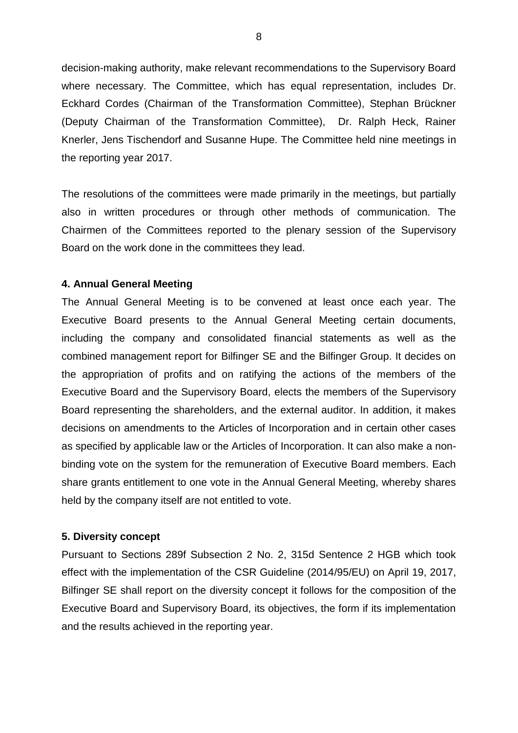decision-making authority, make relevant recommendations to the Supervisory Board where necessary. The Committee, which has equal representation, includes Dr. Eckhard Cordes (Chairman of the Transformation Committee), Stephan Brückner (Deputy Chairman of the Transformation Committee), Dr. Ralph Heck, Rainer Knerler, Jens Tischendorf and Susanne Hupe. The Committee held nine meetings in the reporting year 2017.

The resolutions of the committees were made primarily in the meetings, but partially also in written procedures or through other methods of communication. The Chairmen of the Committees reported to the plenary session of the Supervisory Board on the work done in the committees they lead.

**4. Annual General Meeting**

The Annual General Meeting is to be convened at least once each year. The Executive Board presents to the Annual General Meeting certain documents, including the company and consolidated financial statements as well as the combined management report for Bilfinger SE and the Bilfinger Group. It decides on the appropriation of profits and on ratifying the actions of the members of the Executive Board and the Supervisory Board, elects the members of the Supervisory Board representing the shareholders, and the external auditor. In addition, it makes decisions on amendments to the Articles of Incorporation and in certain other cases as specified by applicable law or the Articles of Incorporation. It can also make a non-binding vote on the system for the remuneration of Executive Board members. Each share grants entitlement to one vote in the Annual General Meeting, whereby shares held by the company itself are not entitled to vote.

**5. Diversity concept**

Pursuant to Sections 289f Subsection 2 No. 2, 315d Sentence 2 HGB which took effect with the implementation of the CSR Guideline (2014/95/EU) on April 19, 2017, Bilfinger SE shall report on the diversity concept it follows for the composition of the Executive Board and Supervisory Board, its objectives, the form if its implementation and the results achieved in the reporting year.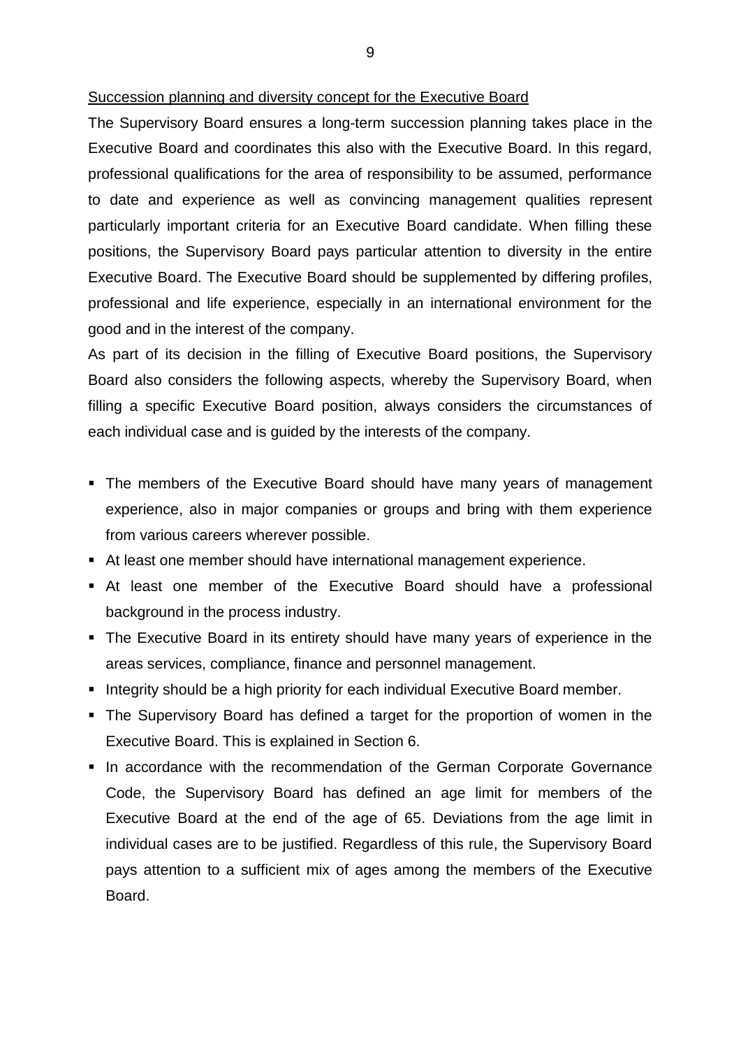<u>Succession planning and diversity concept for the Executive Board</u>

The Supervisory Board ensures a long-term succession planning takes place in the Executive Board and coordinates this also with the Executive Board. In this regard, professional qualifications for the area of responsibility to be assumed, performance to date and experience as well as convincing management qualities represent particularly important criteria for an Executive Board candidate. When filling these positions, the Supervisory Board pays particular attention to diversity in the entire Executive Board. The Executive Board should be supplemented by differing profiles, professional and life experience, especially in an international environment for the good and in the interest of the company.

As part of its decision in the filling of Executive Board positions, the Supervisory Board also considers the following aspects, whereby the Supervisory Board, when filling a specific Executive Board position, always considers the circumstances of each individual case and is guided by the interests of the company.

- The members of the Executive Board should have many years of management experience, also in major companies or groups and bring with them experience from various careers wherever possible.
- At least one member should have international management experience.
- At least one member of the Executive Board should have a professional background in the process industry.
- The Executive Board in its entirety should have many years of experience in the areas services, compliance, finance and personnel management.
- Integrity should be a high priority for each individual Executive Board member.
- The Supervisory Board has defined a target for the proportion of women in the Executive Board. This is explained in Section 6.
- In accordance with the recommendation of the German Corporate Governance Code, the Supervisory Board has defined an age limit for members of the Executive Board at the end of the age of 65. Deviations from the age limit in individual cases are to be justified. Regardless of this rule, the Supervisory Board pays attention to a sufficient mix of ages among the members of the Executive Board.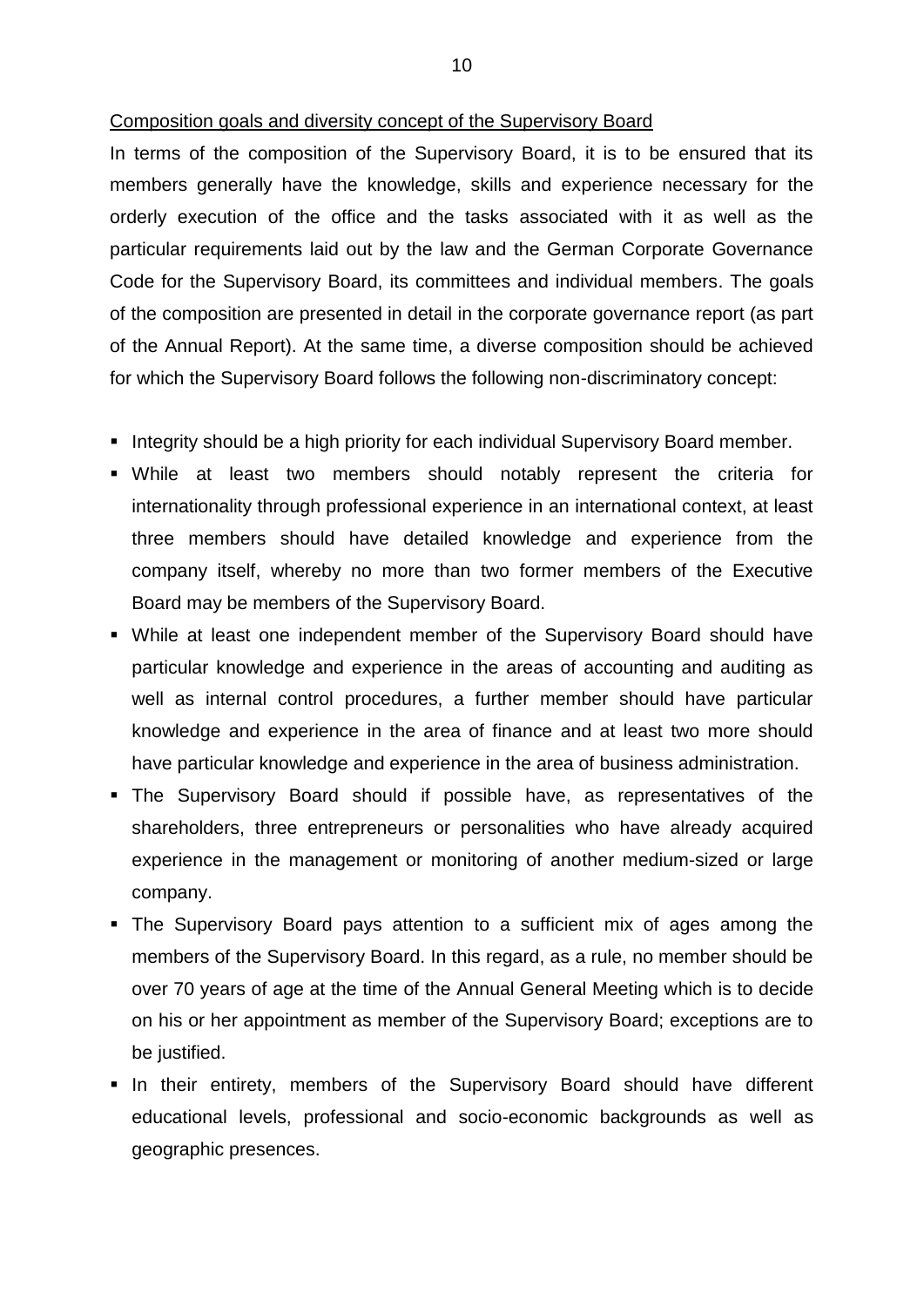Composition goals and diversity concept of the Supervisory Board

In terms of the composition of the Supervisory Board, it is to be ensured that its members generally have the knowledge, skills and experience necessary for the orderly execution of the office and the tasks associated with it as well as the particular requirements laid out by the law and the German Corporate Governance Code for the Supervisory Board, its committees and individual members. The goals of the composition are presented in detail in the corporate governance report (as part of the Annual Report). At the same time, a diverse composition should be achieved for which the Supervisory Board follows the following non-discriminatory concept:

- Integrity should be a high priority for each individual Supervisory Board member.
- While at least two members should notably represent the criteria for internationality through professional experience in an international context, at least three members should have detailed knowledge and experience from the company itself, whereby no more than two former members of the Executive Board may be members of the Supervisory Board.
- While at least one independent member of the Supervisory Board should have particular knowledge and experience in the areas of accounting and auditing as well as internal control procedures, a further member should have particular knowledge and experience in the area of finance and at least two more should have particular knowledge and experience in the area of business administration.
- The Supervisory Board should if possible have, as representatives of the shareholders, three entrepreneurs or personalities who have already acquired experience in the management or monitoring of another medium-sized or large company.
- The Supervisory Board pays attention to a sufficient mix of ages among the members of the Supervisory Board. In this regard, as a rule, no member should be over 70 years of age at the time of the Annual General Meeting which is to decide on his or her appointment as member of the Supervisory Board; exceptions are to be justified.
- In their entirety, members of the Supervisory Board should have different educational levels, professional and socio-economic backgrounds as well as geographic presences.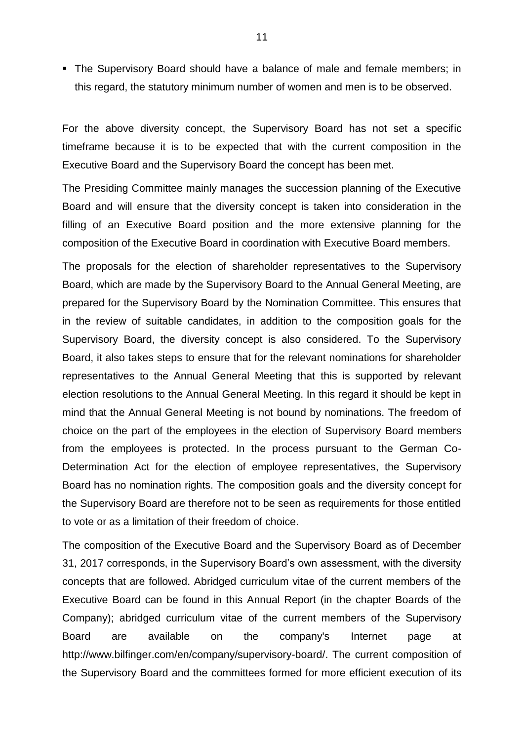- The Supervisory Board should have a balance of male and female members; in this regard, the statutory minimum number of women and men is to be observed.

For the above diversity concept, the Supervisory Board has not set a specific timeframe because it is to be expected that with the current composition in the Executive Board and the Supervisory Board the concept has been met.

The Presiding Committee mainly manages the succession planning of the Executive Board and will ensure that the diversity concept is taken into consideration in the filling of an Executive Board position and the more extensive planning for the composition of the Executive Board in coordination with Executive Board members.

The proposals for the election of shareholder representatives to the Supervisory Board, which are made by the Supervisory Board to the Annual General Meeting, are prepared for the Supervisory Board by the Nomination Committee. This ensures that in the review of suitable candidates, in addition to the composition goals for the Supervisory Board, the diversity concept is also considered. To the Supervisory Board, it also takes steps to ensure that for the relevant nominations for shareholder representatives to the Annual General Meeting that this is supported by relevant election resolutions to the Annual General Meeting. In this regard it should be kept in mind that the Annual General Meeting is not bound by nominations. The freedom of choice on the part of the employees in the election of Supervisory Board members from the employees is protected. In the process pursuant to the German Co-Determination Act for the election of employee representatives, the Supervisory Board has no nomination rights. The composition goals and the diversity concept for the Supervisory Board are therefore not to be seen as requirements for those entitled to vote or as a limitation of their freedom of choice.

The composition of the Executive Board and the Supervisory Board as of December 31, 2017 corresponds, in the Supervisory Board's own assessment, with the diversity concepts that are followed. Abridged curriculum vitae of the current members of the Executive Board can be found in this Annual Report (in the chapter Boards of the Company); abridged curriculum vitae of the current members of the Supervisory Board are available on the company's Internet page at http://www.bilfinger.com/en/company/supervisory-board/. The current composition of the Supervisory Board and the committees formed for more efficient execution of its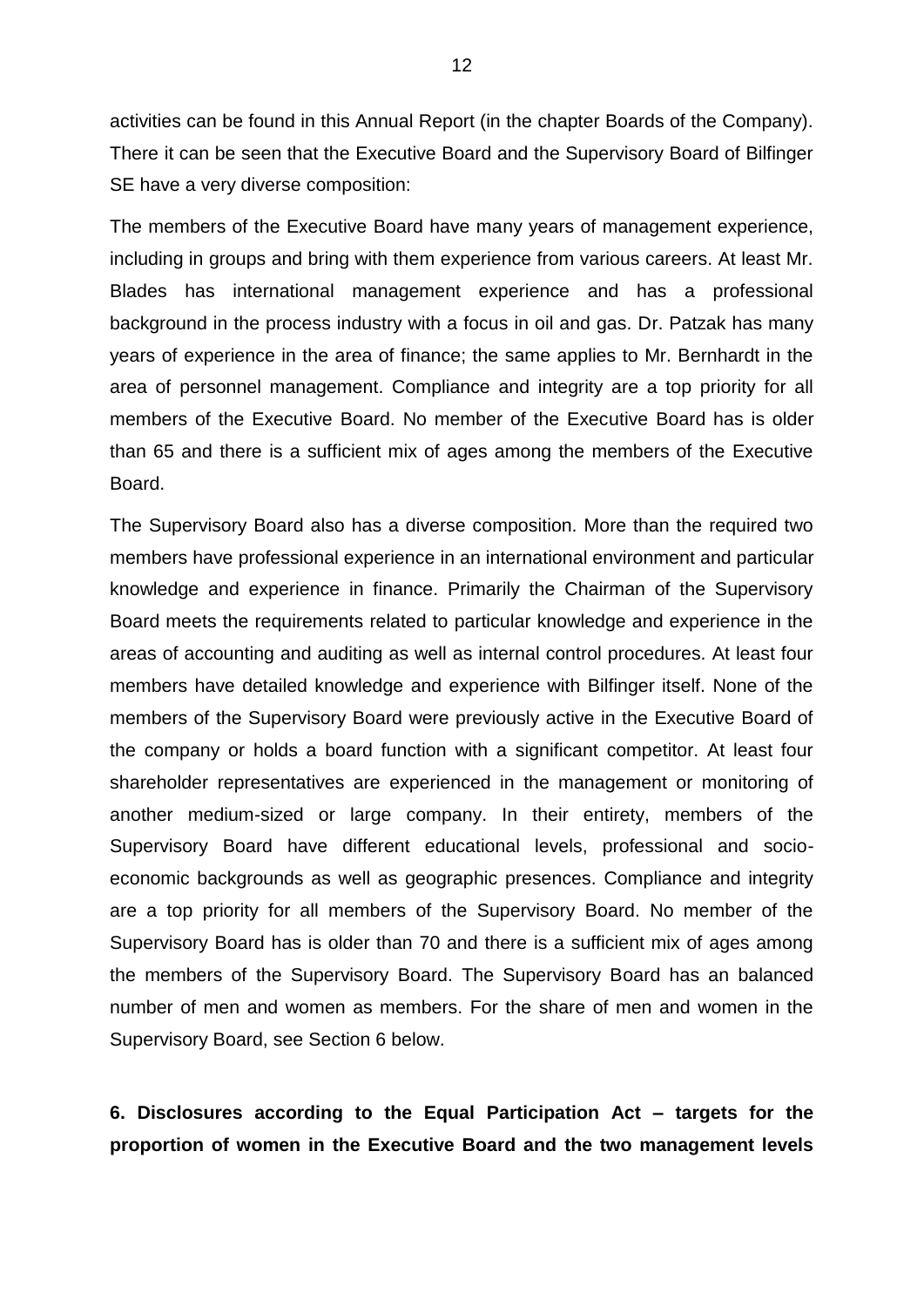activities can be found in this Annual Report (in the chapter Boards of the Company). There it can be seen that the Executive Board and the Supervisory Board of Bilfinger SE have a very diverse composition:

The members of the Executive Board have many years of management experience, including in groups and bring with them experience from various careers. At least Mr. Blades has international management experience and has a professional background in the process industry with a focus in oil and gas. Dr. Patzak has many years of experience in the area of finance; the same applies to Mr. Bernhardt in the area of personnel management. Compliance and integrity are a top priority for all members of the Executive Board. No member of the Executive Board has is older than 65 and there is a sufficient mix of ages among the members of the Executive Board.

The Supervisory Board also has a diverse composition. More than the required two members have professional experience in an international environment and particular knowledge and experience in finance. Primarily the Chairman of the Supervisory Board meets the requirements related to particular knowledge and experience in the areas of accounting and auditing as well as internal control procedures. At least four members have detailed knowledge and experience with Bilfinger itself. None of the members of the Supervisory Board were previously active in the Executive Board of the company or holds a board function with a significant competitor. At least four shareholder representatives are experienced in the management or monitoring of another medium-sized or large company. In their entirety, members of the Supervisory Board have different educational levels, professional and socio-economic backgrounds as well as geographic presences. Compliance and integrity are a top priority for all members of the Supervisory Board. No member of the Supervisory Board has is older than 70 and there is a sufficient mix of ages among the members of the Supervisory Board. The Supervisory Board has an balanced number of men and women as members. For the share of men and women in the Supervisory Board, see Section 6 below.

**6. Disclosures according to the Equal Participation Act – targets for the proportion of women in the Executive Board and the two management levels**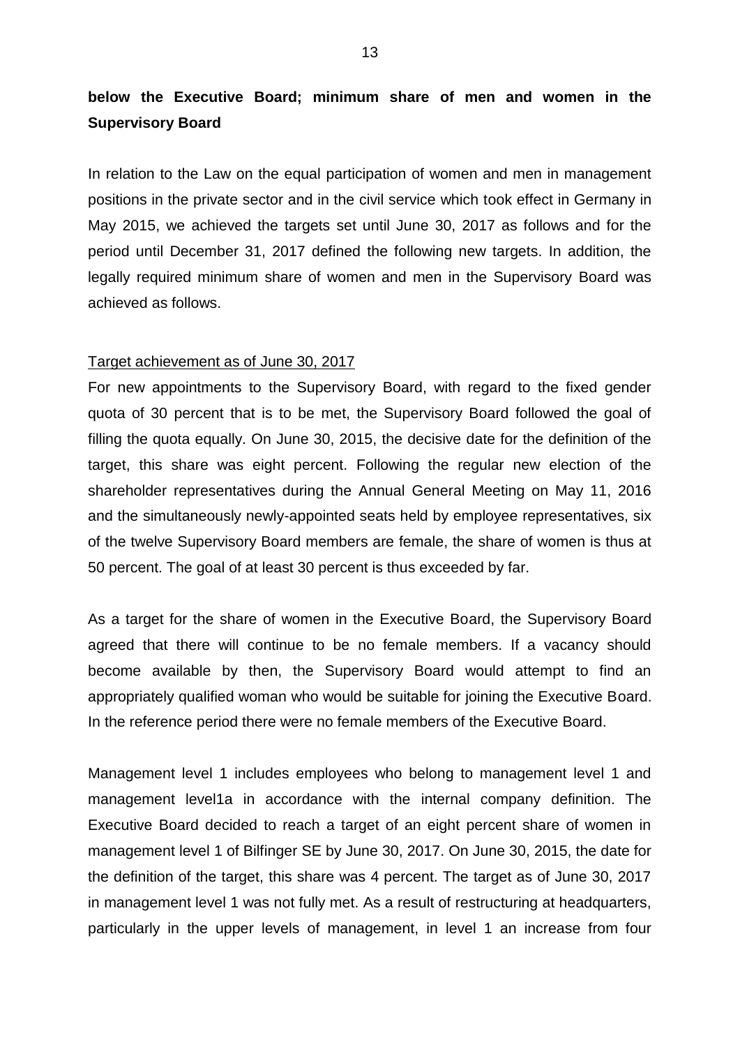**below the Executive Board; minimum share of men and women in the Supervisory Board**

In relation to the Law on the equal participation of women and men in management positions in the private sector and in the civil service which took effect in Germany in May 2015, we achieved the targets set until June 30, 2017 as follows and for the period until December 31, 2017 defined the following new targets. In addition, the legally required minimum share of women and men in the Supervisory Board was achieved as follows.

Target achievement as of June 30, 2017

For new appointments to the Supervisory Board, with regard to the fixed gender quota of 30 percent that is to be met, the Supervisory Board followed the goal of filling the quota equally. On June 30, 2015, the decisive date for the definition of the target, this share was eight percent. Following the regular new election of the shareholder representatives during the Annual General Meeting on May 11, 2016 and the simultaneously newly-appointed seats held by employee representatives, six of the twelve Supervisory Board members are female, the share of women is thus at 50 percent. The goal of at least 30 percent is thus exceeded by far.

As a target for the share of women in the Executive Board, the Supervisory Board agreed that there will continue to be no female members. If a vacancy should become available by then, the Supervisory Board would attempt to find an appropriately qualified woman who would be suitable for joining the Executive Board. In the reference period there were no female members of the Executive Board.

Management level 1 includes employees who belong to management level 1 and management level1a in accordance with the internal company definition. The Executive Board decided to reach a target of an eight percent share of women in management level 1 of Bilfinger SE by June 30, 2017. On June 30, 2015, the date for the definition of the target, this share was 4 percent. The target as of June 30, 2017 in management level 1 was not fully met. As a result of restructuring at headquarters, particularly in the upper levels of management, in level 1 an increase from four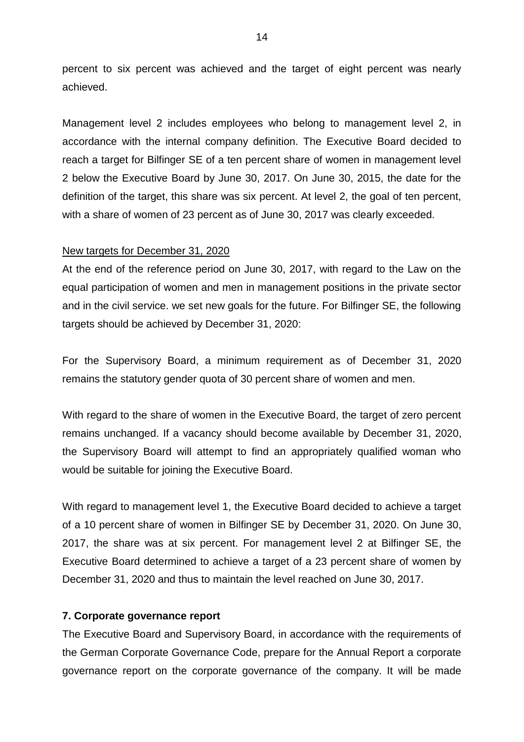percent to six percent was achieved and the target of eight percent was nearly achieved.

Management level 2 includes employees who belong to management level 2, in accordance with the internal company definition. The Executive Board decided to reach a target for Bilfinger SE of a ten percent share of women in management level 2 below the Executive Board by June 30, 2017. On June 30, 2015, the date for the definition of the target, this share was six percent. At level 2, the goal of ten percent, with a share of women of 23 percent as of June 30, 2017 was clearly exceeded.

New targets for December 31, 2020

At the end of the reference period on June 30, 2017, with regard to the Law on the equal participation of women and men in management positions in the private sector and in the civil service. we set new goals for the future. For Bilfinger SE, the following targets should be achieved by December 31, 2020:

For the Supervisory Board, a minimum requirement as of December 31, 2020 remains the statutory gender quota of 30 percent share of women and men.

With regard to the share of women in the Executive Board, the target of zero percent remains unchanged. If a vacancy should become available by December 31, 2020, the Supervisory Board will attempt to find an appropriately qualified woman who would be suitable for joining the Executive Board.

With regard to management level 1, the Executive Board decided to achieve a target of a 10 percent share of women in Bilfinger SE by December 31, 2020. On June 30, 2017, the share was at six percent. For management level 2 at Bilfinger SE, the Executive Board determined to achieve a target of a 23 percent share of women by December 31, 2020 and thus to maintain the level reached on June 30, 2017.

**7. Corporate governance report**

The Executive Board and Supervisory Board, in accordance with the requirements of the German Corporate Governance Code, prepare for the Annual Report a corporate governance report on the corporate governance of the company. It will be made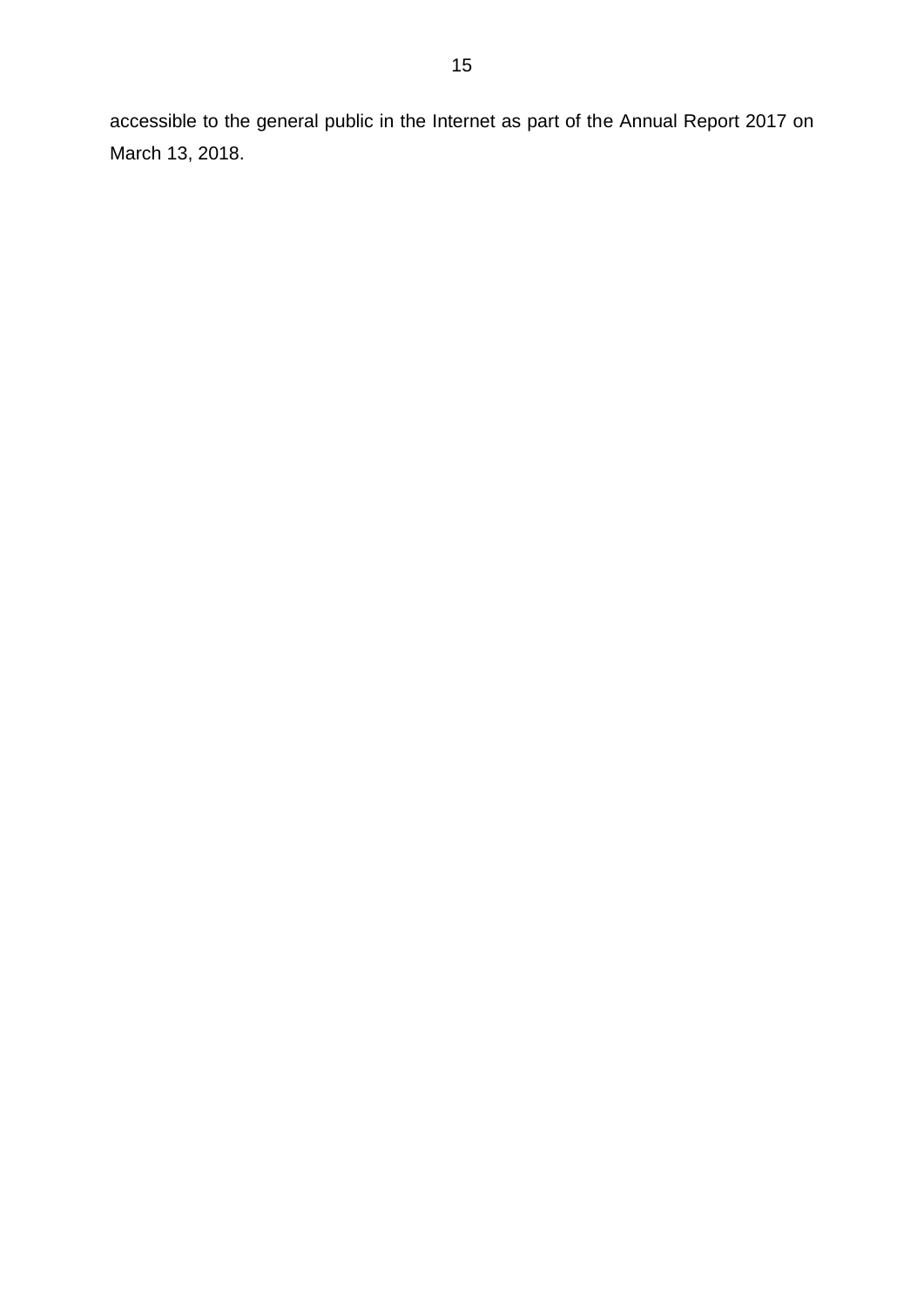accessible to the general public in the Internet as part of the Annual Report 2017 on March 13, 2018.